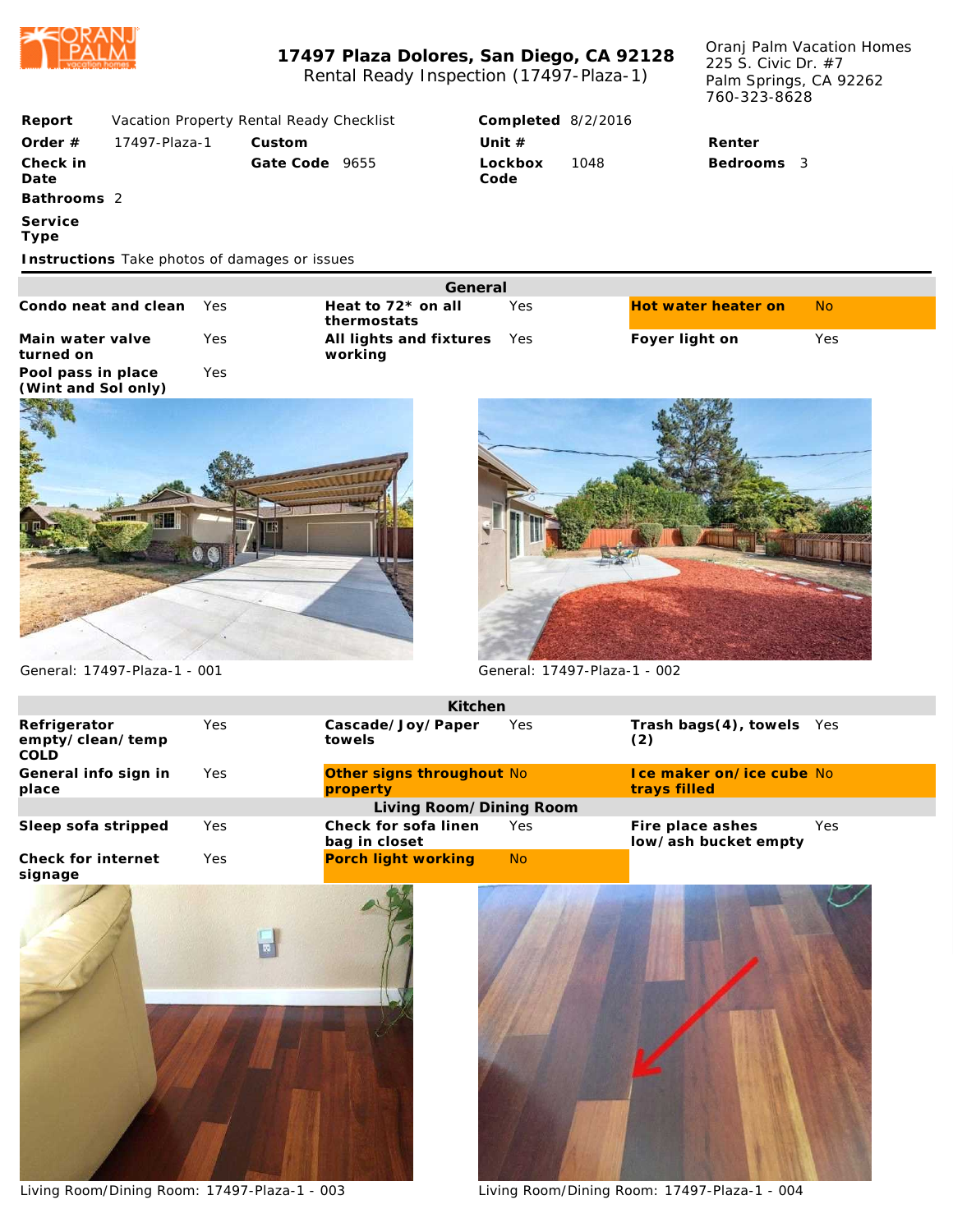# 17497 Plaza Dolores, San Diego, CA 92128

Rental Ready Inspection (17497-Plaza-1)

Oranj Palm Vacation Homes
225 S. Civic Dr. #7
Palm Springs, CA 92262
760-323-8628

| | | | | | | | |
|---|---|---|---|---|---|---|---|
| **Report** | Vacation Property Rental Ready Checklist | | | **Completed** | 8/2/2016 | | |
| **Order #** | 17497-Plaza-1 | **Custom** | | **Unit #** | | **Renter** | |
| **Check in Date** | | **Gate Code** | 9655 | **Lockbox Code** | 1048 | **Bedrooms** | 3 |
| **Bathrooms** | 2 | | | | | | |
| **Service Type** | | | | | | | |

**Instructions** Take photos of damages or issues

## General

| | | | | | |
|---|---|---|---|---|---|
| **Condo neat and clean** | Yes | **Heat to 72* on all thermostats** | Yes | **Hot water heater on** | No |
| **Main water valve turned on** | Yes | **All lights and fixtures working** | Yes | **Foyer light on** | Yes |
| **Pool pass in place (Wint and Sol only)** | Yes | | | | |

General: 17497-Plaza-1 - 001

General: 17497-Plaza-1 - 002

## Kitchen

| | | | | | |
|---|---|---|---|---|---|
| **Refrigerator empty/clean/temp COLD** | Yes | **Cascade/Joy/Paper towels** | Yes | **Trash bags(4), towels (2)** | Yes |
| **General info sign in place** | Yes | **Other signs throughout property** | No | **Ice maker on/ice cube trays filled** | No |

## Living Room/Dining Room

| | | | | | |
|---|---|---|---|---|---|
| **Sleep sofa stripped** | Yes | **Check for sofa linen bag in closet** | Yes | **Fire place ashes low/ash bucket empty** | Yes |
| **Check for internet signage** | Yes | **Porch light working** | No | | |

Living Room/Dining Room: 17497-Plaza-1 - 003

Living Room/Dining Room: 17497-Plaza-1 - 004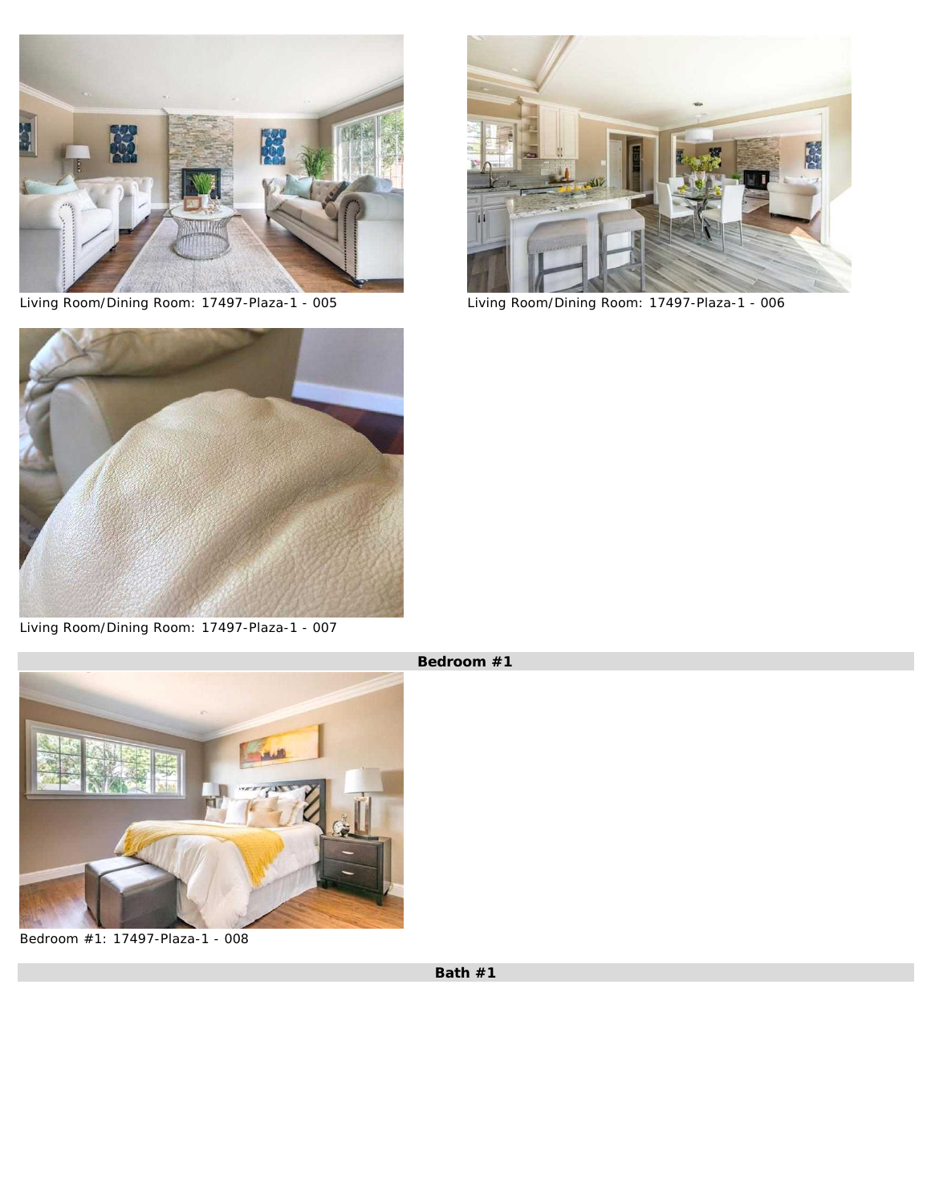Living Room/Dining Room: 17497-Plaza-1 - 005

Living Room/Dining Room: 17497-Plaza-1 - 006

Living Room/Dining Room: 17497-Plaza-1 - 007

## Bedroom #1

Bedroom #1: 17497-Plaza-1 - 008

## Bath #1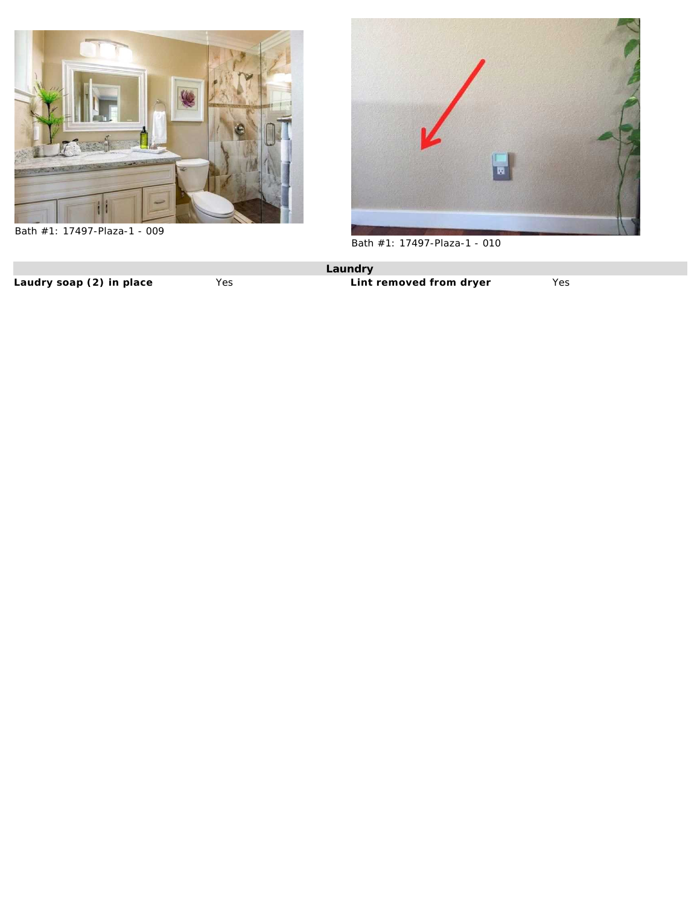Bath #1: 17497-Plaza-1 - 009

Bath #1: 17497-Plaza-1 - 010

| Laundry | | | |
|---|---|---|---|
| **Laudry soap (2) in place** | Yes | **Lint removed from dryer** | Yes |